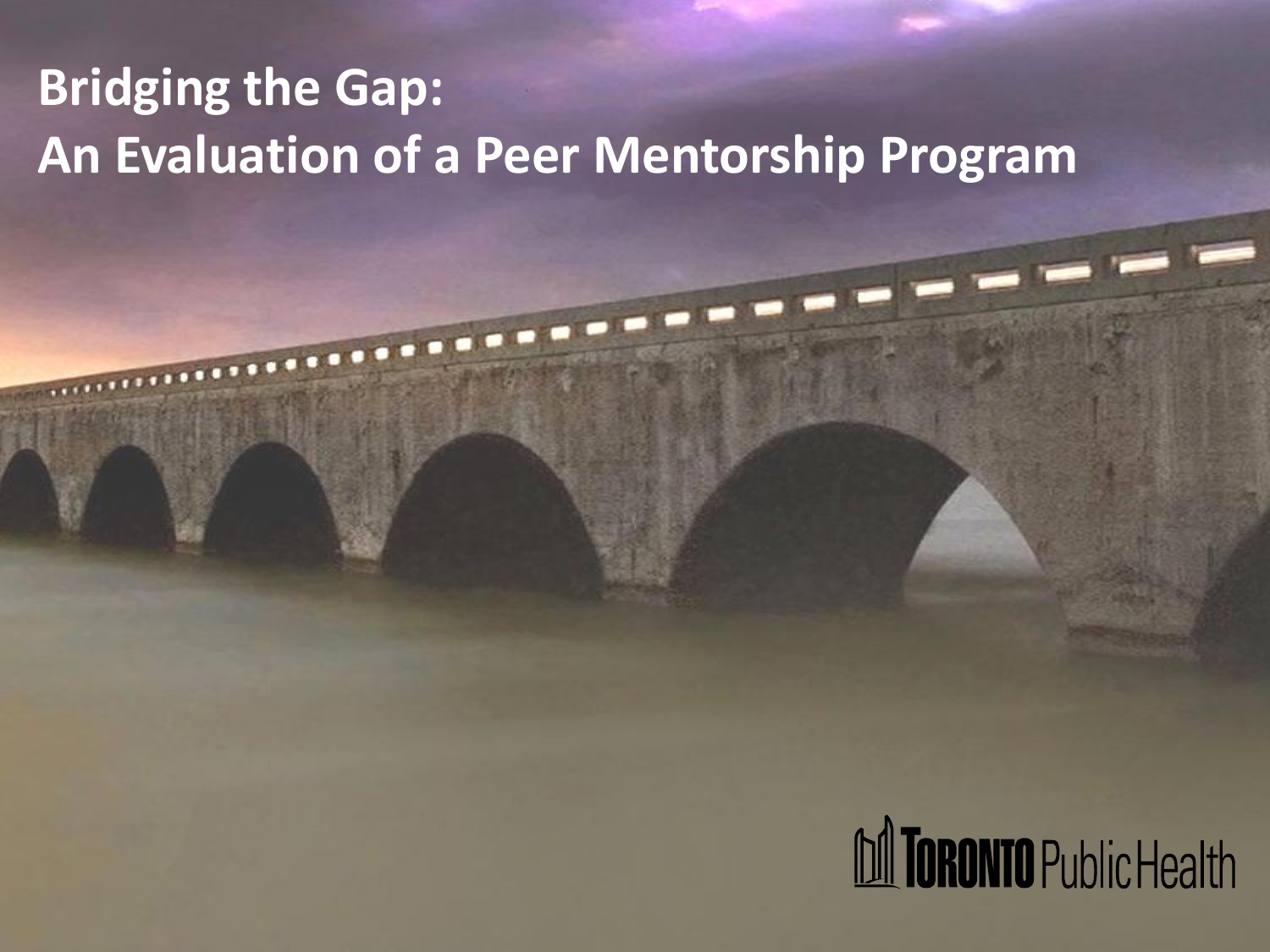# Bridging the Gap:
# An Evaluation of a Peer Mentorship Program

Toronto Public Health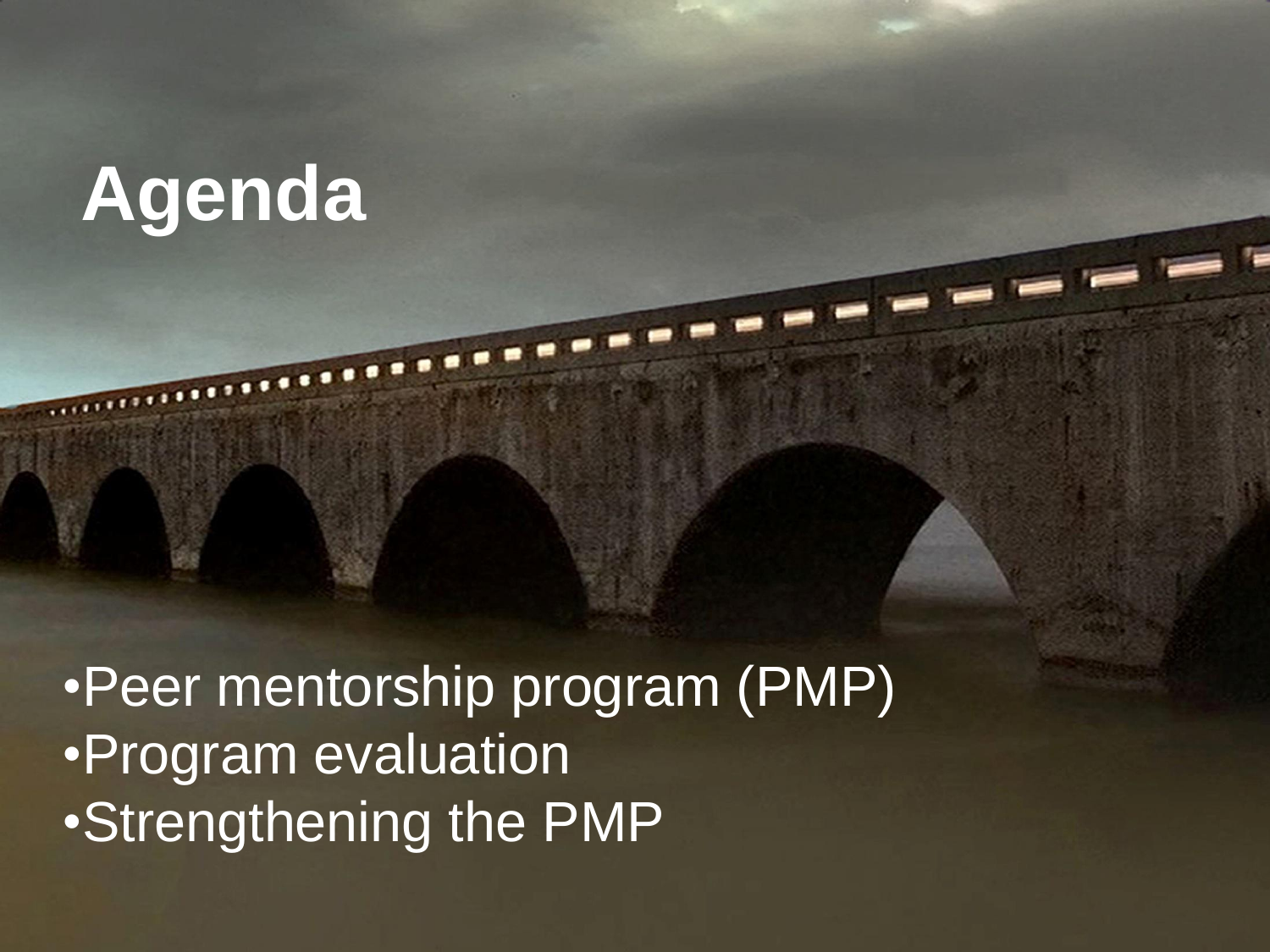# Agenda

- Peer mentorship program (PMP)
- Program evaluation
- Strengthening the PMP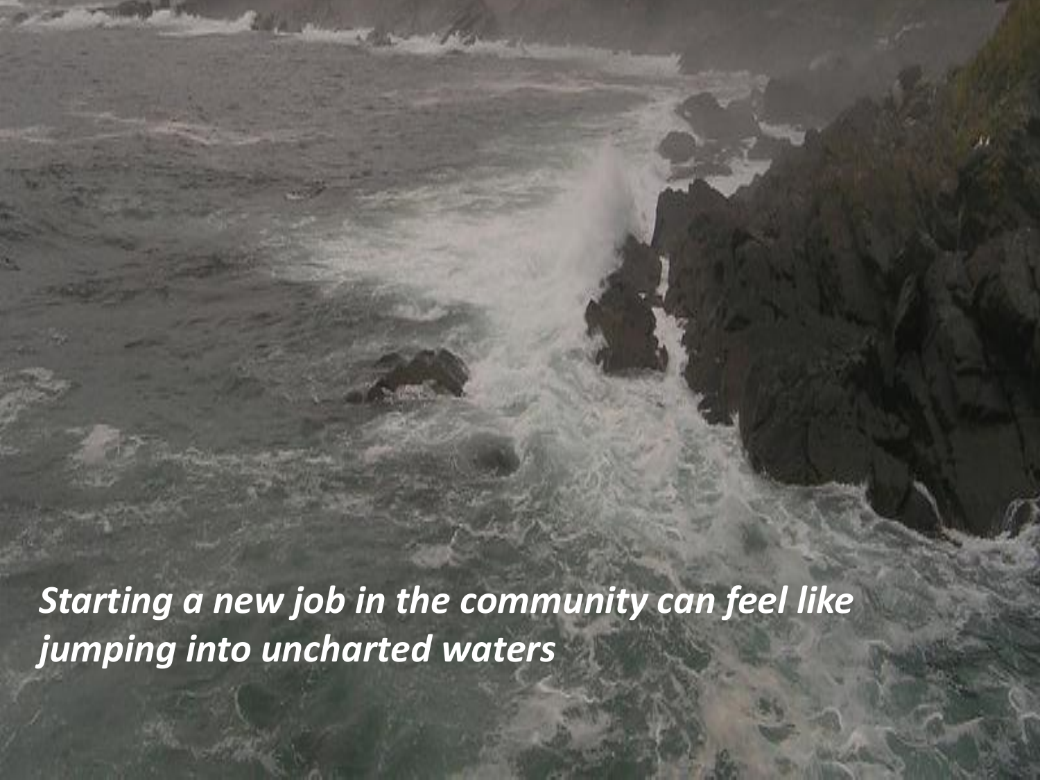*Starting a new job in the community can feel like jumping into uncharted waters*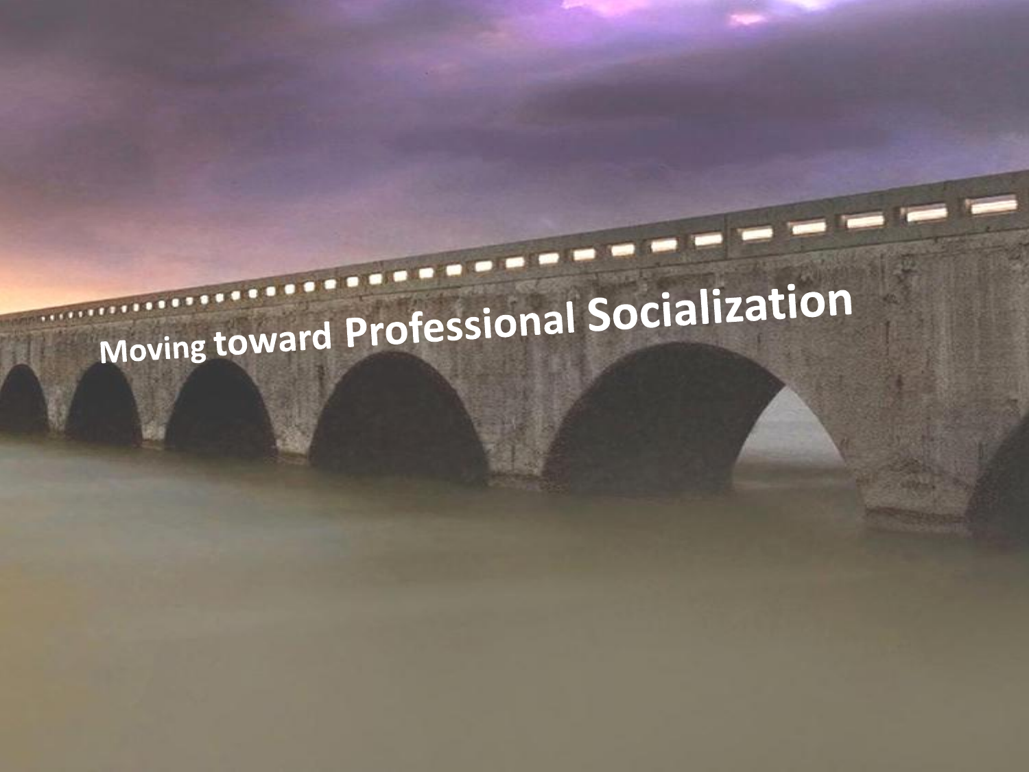# Moving toward Professional Socialization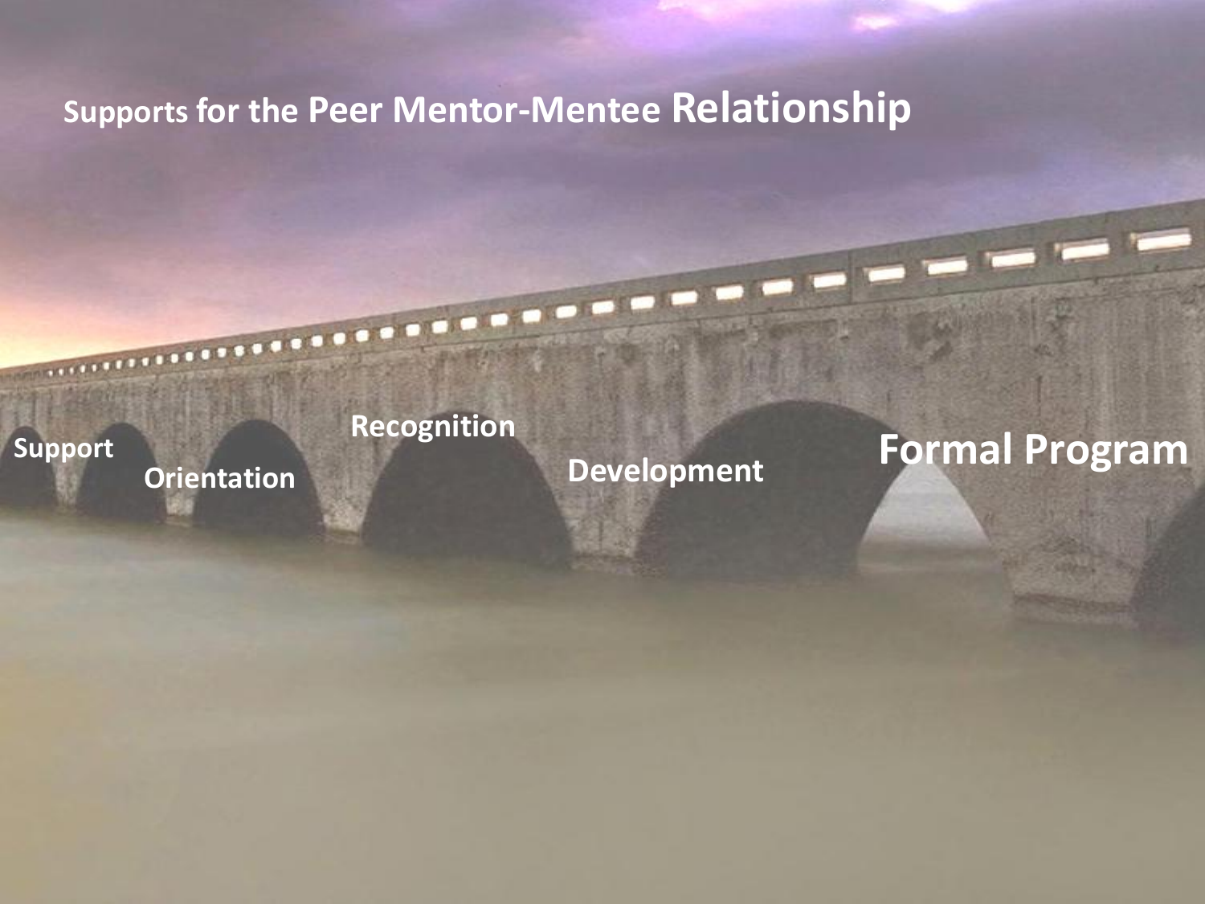# Supports for the Peer Mentor-Mentee Relationship

Support

Orientation

Recognition

Development

Formal Program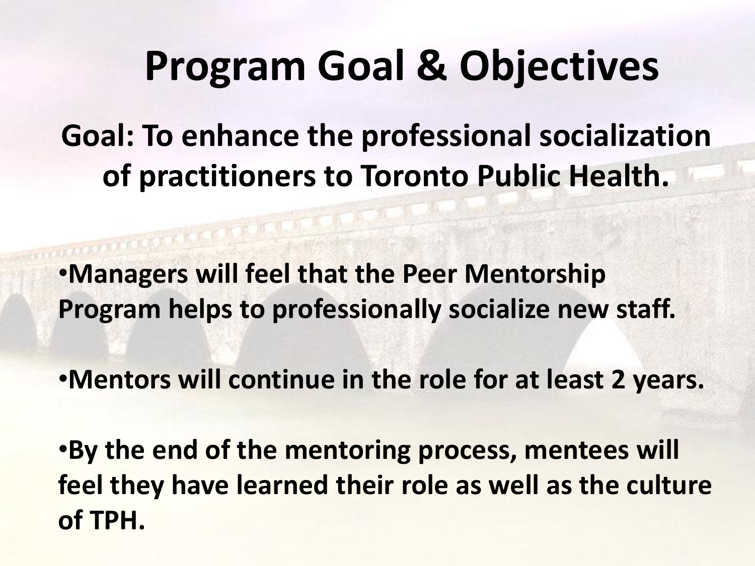# Program Goal & Objectives

**Goal: To enhance the professional socialization of practitioners to Toronto Public Health.**

- **Managers will feel that the Peer Mentorship Program helps to professionally socialize new staff.**
- **Mentors will continue in the role for at least 2 years.**
- **By the end of the mentoring process, mentees will feel they have learned their role as well as the culture of TPH.**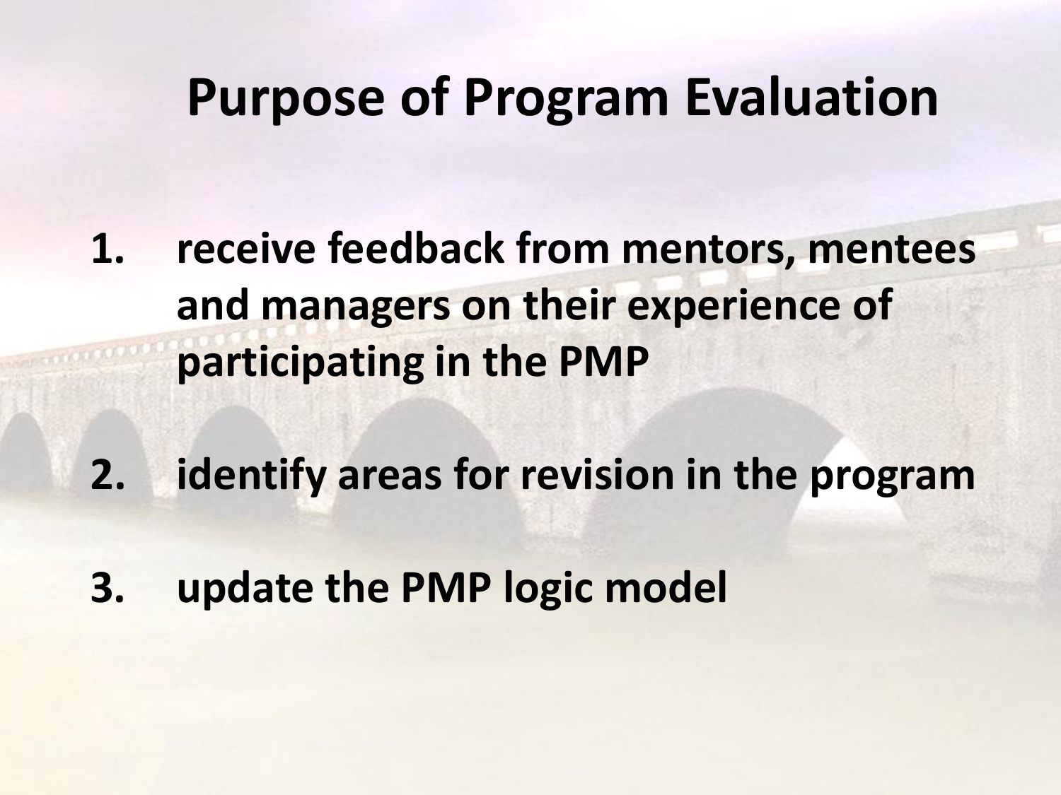# Purpose of Program Evaluation

1. receive feedback from mentors, mentees and managers on their experience of participating in the PMP

2. identify areas for revision in the program

3. update the PMP logic model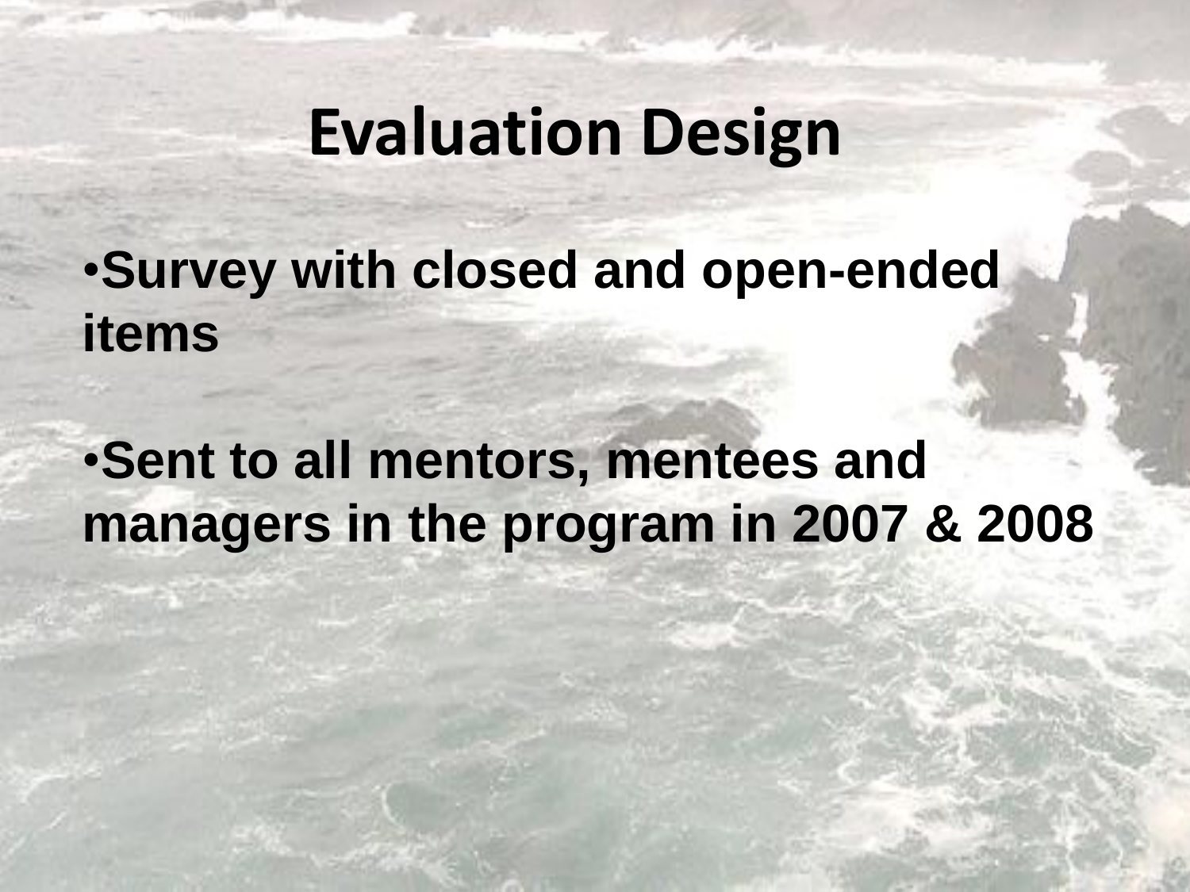# Evaluation Design

- **Survey with closed and open-ended items**
- **Sent to all mentors, mentees and managers in the program in 2007 & 2008**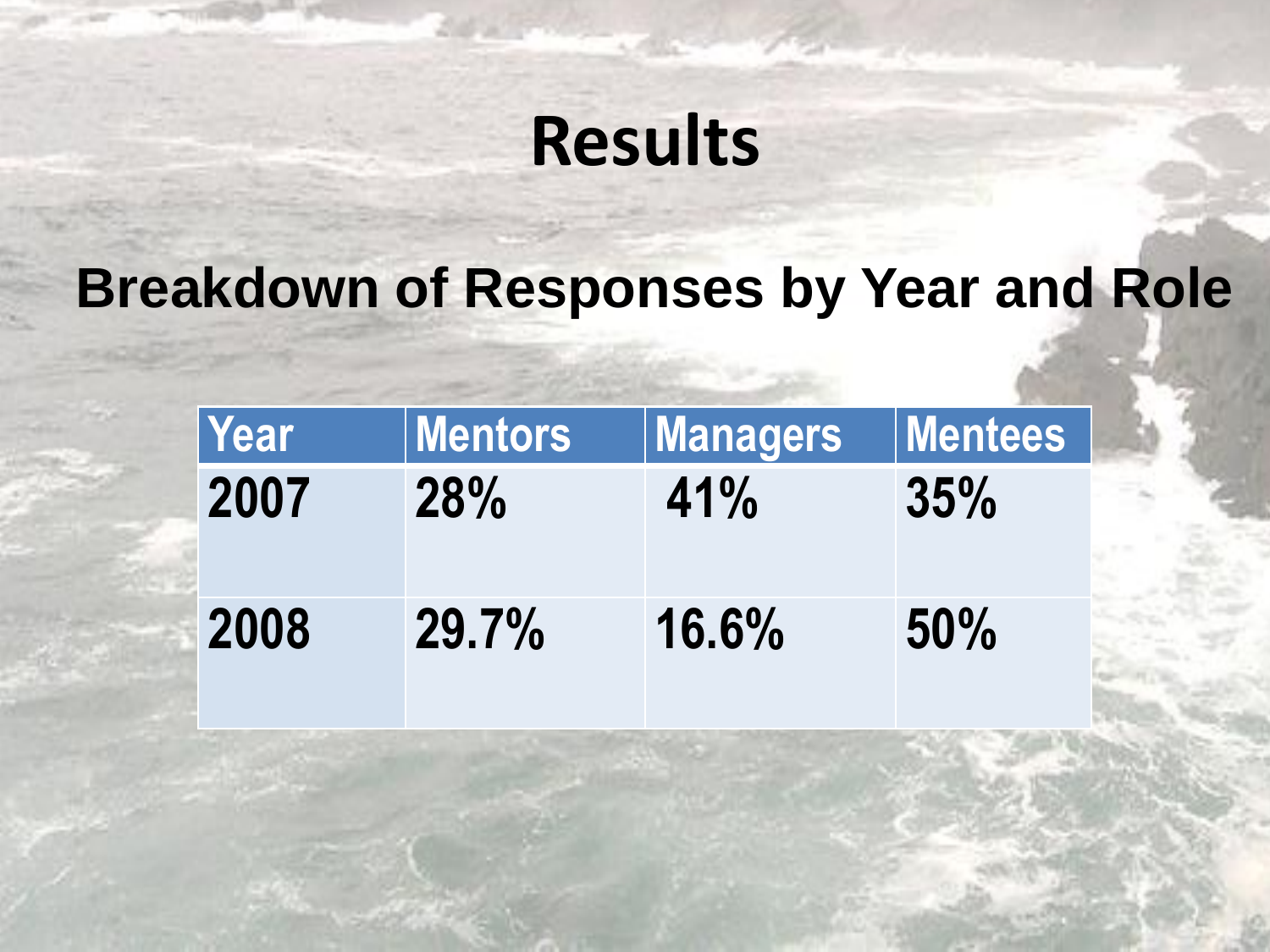# Results

## Breakdown of Responses by Year and Role

| Year | Mentors | Managers | Mentees |
|---|---|---|---|
| 2007 | 28% | 41% | 35% |
| 2008 | 29.7% | 16.6% | 50% |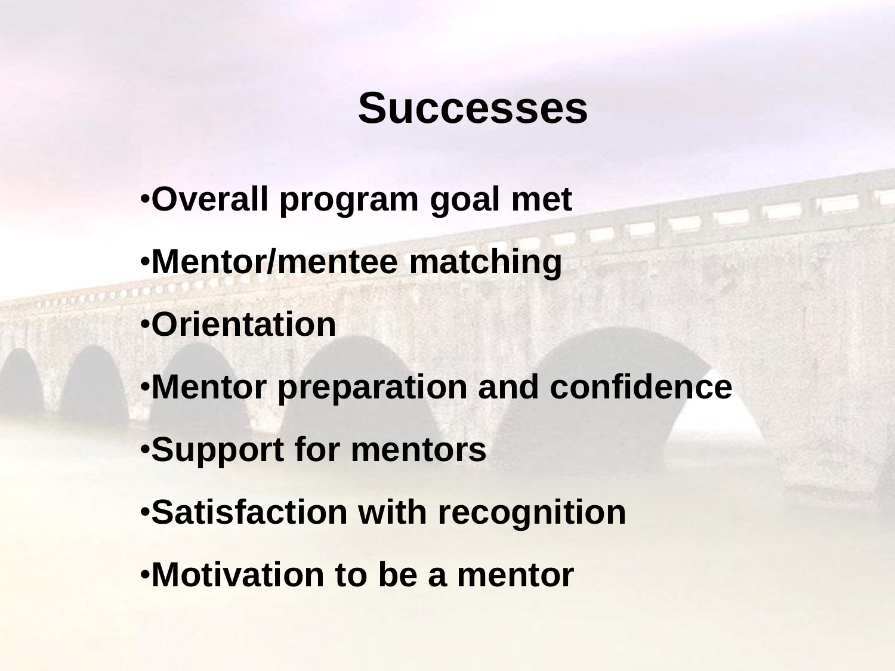# Successes

- Overall program goal met
- Mentor/mentee matching
- Orientation
- Mentor preparation and confidence
- Support for mentors
- Satisfaction with recognition
- Motivation to be a mentor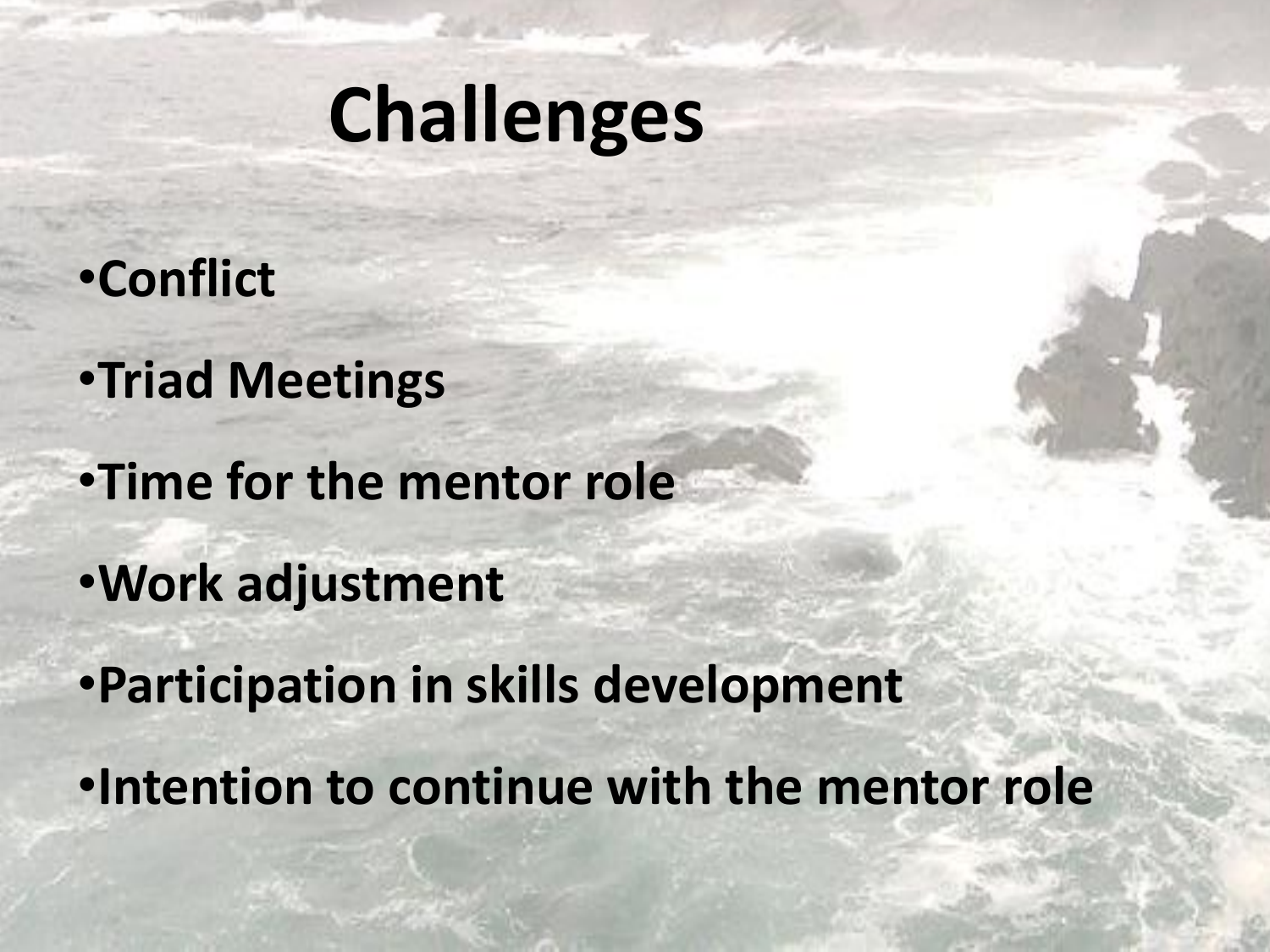# Challenges

- **Conflict**
- **Triad Meetings**
- **Time for the mentor role**
- **Work adjustment**
- **Participation in skills development**
- **Intention to continue with the mentor role**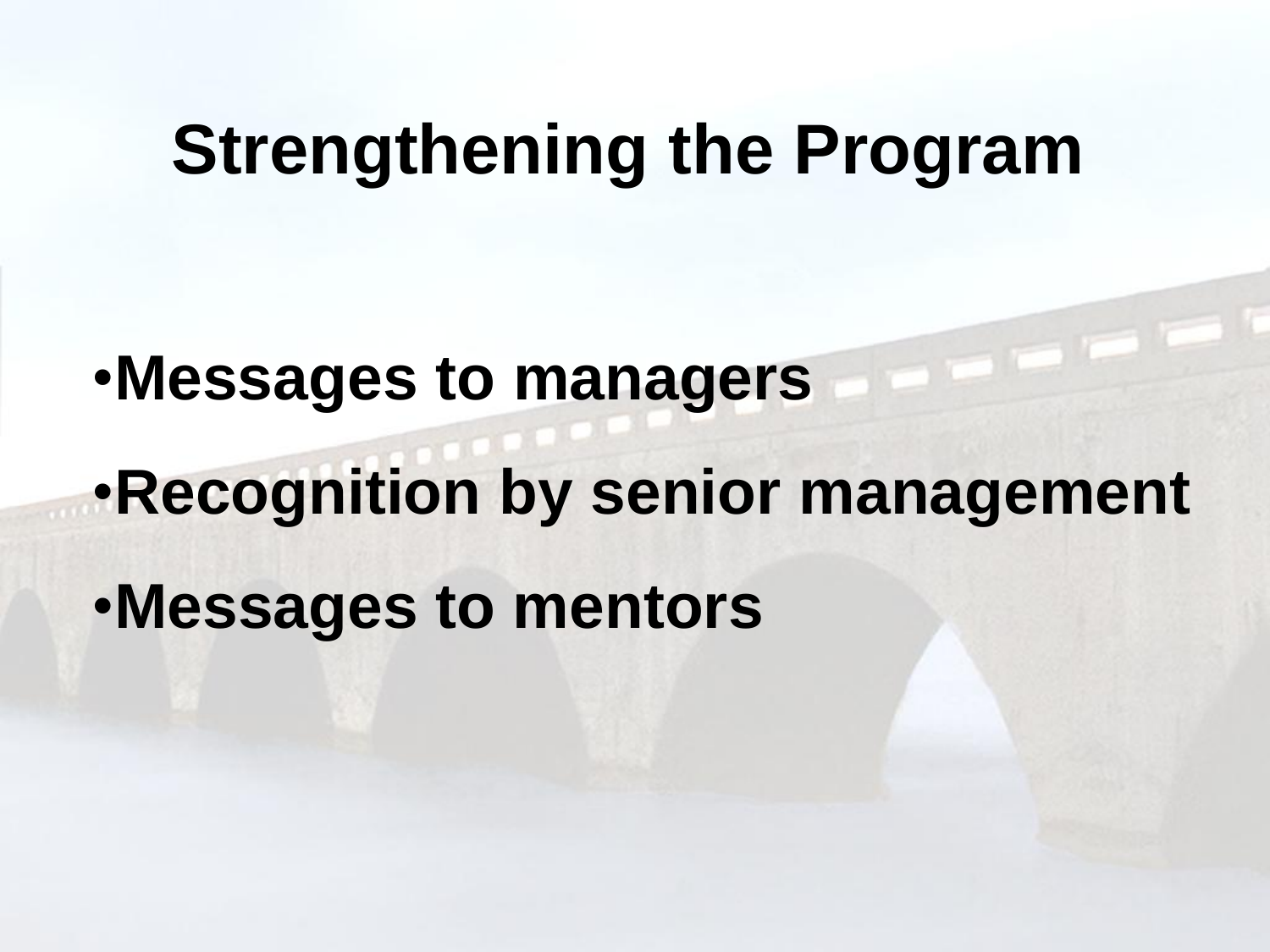# Strengthening the Program

- Messages to managers
- Recognition by senior management
- Messages to mentors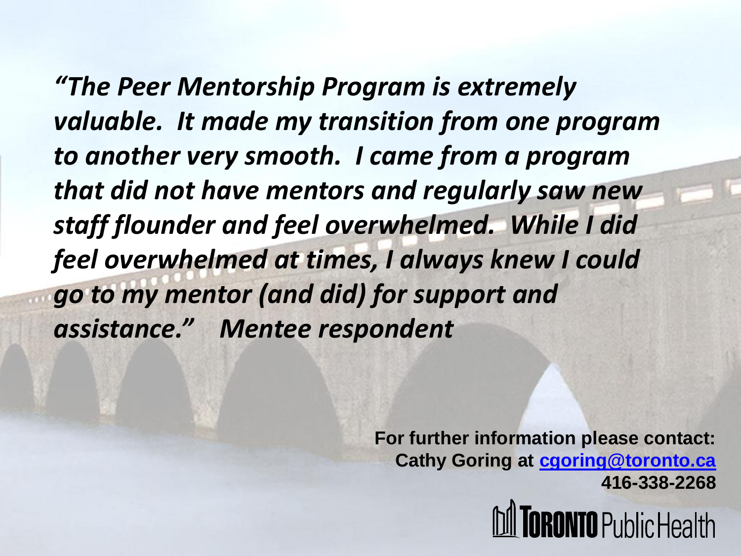*"The Peer Mentorship Program is extremely valuable. It made my transition from one program to another very smooth. I came from a program that did not have mentors and regularly saw new staff flounder and feel overwhelmed. While I did feel overwhelmed at times, I always knew I could go to my mentor (and did) for support and assistance." Mentee respondent*

**For further information please contact:**
**Cathy Goring at [cgoring@toronto.ca](mailto:cgoring@toronto.ca)**
**416-338-2268**

TORONTO Public Health